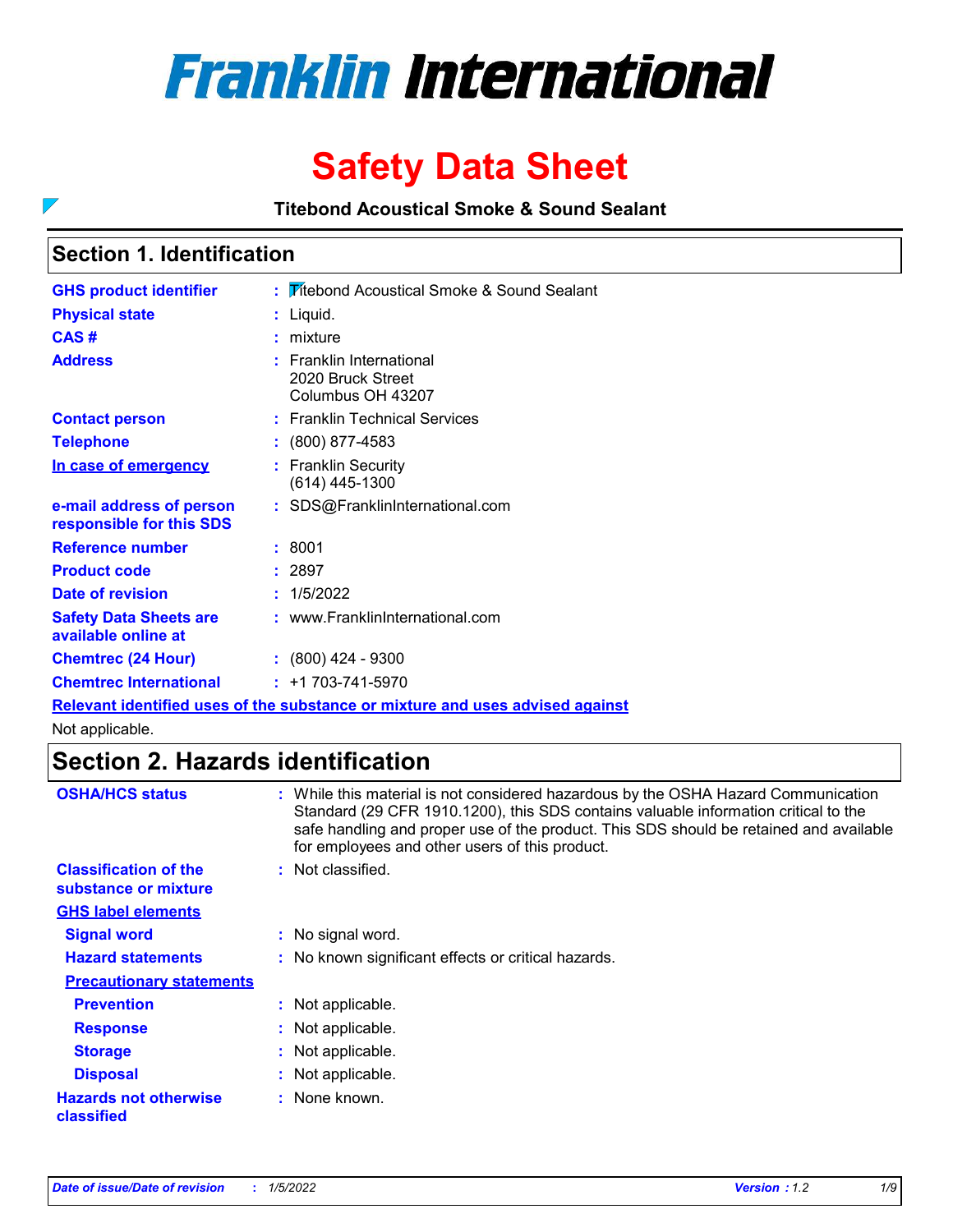# Franklin International

# Safety Data Sheet

**Titebond Acoustical Smoke & Sound Sealant**

## Section 1. Identification

| | |
|---|---|
| **GHS product identifier** | : Titebond Acoustical Smoke & Sound Sealant |
| **Physical state** | : Liquid. |
| **CAS #** | : mixture |
| **Address** | : Franklin International<br>2020 Bruck Street<br>Columbus OH 43207 |
| **Contact person** | : Franklin Technical Services |
| **Telephone** | : (800) 877-4583 |
| **In case of emergency** | : Franklin Security<br>(614) 445-1300 |
| **e-mail address of person responsible for this SDS** | : SDS@FranklinInternational.com |
| **Reference number** | : 8001 |
| **Product code** | : 2897 |
| **Date of revision** | : 1/5/2022 |
| **Safety Data Sheets are available online at** | : www.FranklinInternational.com |
| **Chemtrec (24 Hour)** | : (800) 424 - 9300 |
| **Chemtrec International** | : +1 703-741-5970 |

**Relevant identified uses of the substance or mixture and uses advised against**

Not applicable.

## Section 2. Hazards identification

| | |
|---|---|
| **OSHA/HCS status** | : While this material is not considered hazardous by the OSHA Hazard Communication Standard (29 CFR 1910.1200), this SDS contains valuable information critical to the safe handling and proper use of the product. This SDS should be retained and available for employees and other users of this product. |
| **Classification of the substance or mixture** | : Not classified. |

**GHS label elements**

| | |
|---|---|
| **Signal word** | : No signal word. |
| **Hazard statements** | : No known significant effects or critical hazards. |

**Precautionary statements**

| | |
|---|---|
| **Prevention** | : Not applicable. |
| **Response** | : Not applicable. |
| **Storage** | : Not applicable. |
| **Disposal** | : Not applicable. |
| **Hazards not otherwise classified** | : None known. |

*Date of issue/Date of revision : 1/5/2022 Version : 1.2*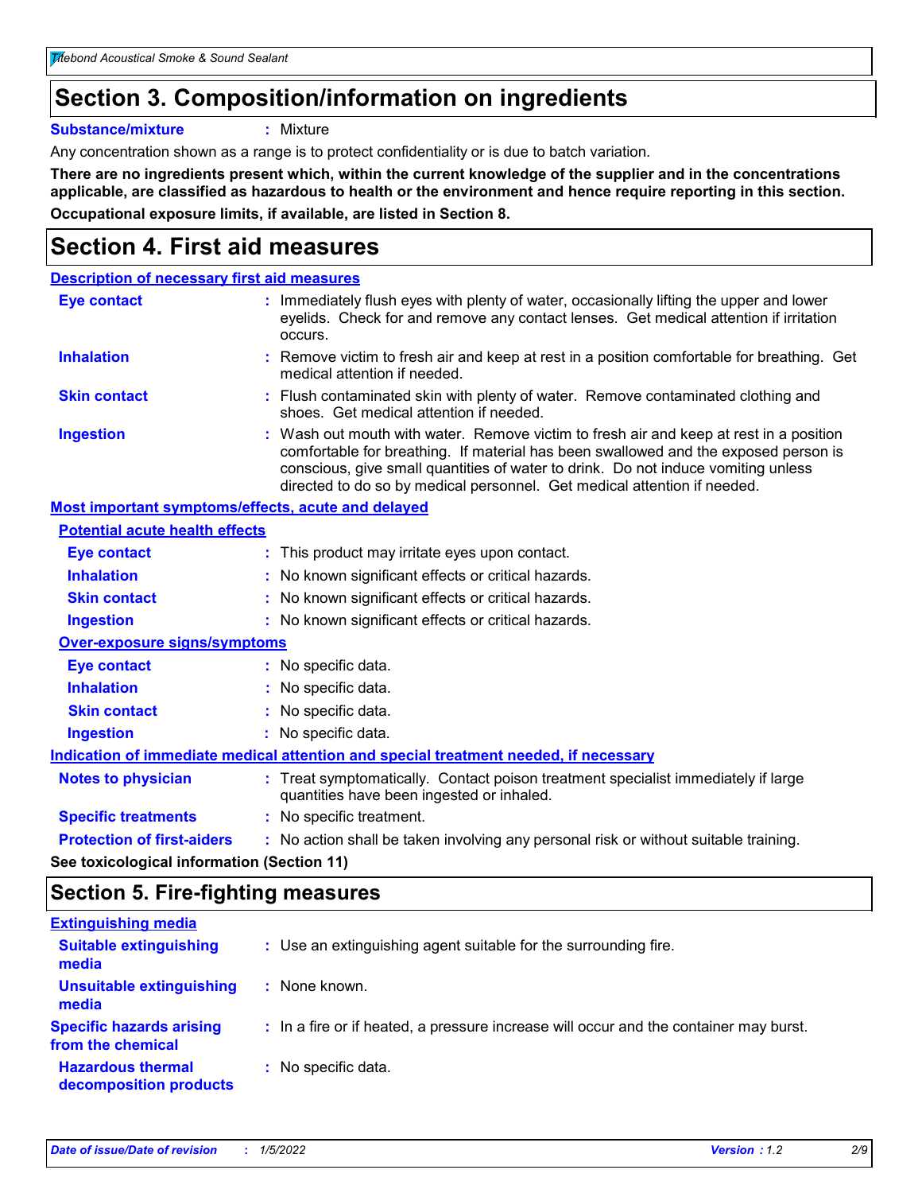## Section 3. Composition/information on ingredients

**Substance/mixture** : Mixture

Any concentration shown as a range is to protect confidentiality or is due to batch variation.

**There are no ingredients present which, within the current knowledge of the supplier and in the concentrations applicable, are classified as hazardous to health or the environment and hence require reporting in this section.**

**Occupational exposure limits, if available, are listed in Section 8.**

## Section 4. First aid measures

### Description of necessary first aid measures

**Eye contact** : Immediately flush eyes with plenty of water, occasionally lifting the upper and lower eyelids. Check for and remove any contact lenses. Get medical attention if irritation occurs.

**Inhalation** : Remove victim to fresh air and keep at rest in a position comfortable for breathing. Get medical attention if needed.

**Skin contact** : Flush contaminated skin with plenty of water. Remove contaminated clothing and shoes. Get medical attention if needed.

**Ingestion** : Wash out mouth with water. Remove victim to fresh air and keep at rest in a position comfortable for breathing. If material has been swallowed and the exposed person is conscious, give small quantities of water to drink. Do not induce vomiting unless directed to do so by medical personnel. Get medical attention if needed.

### Most important symptoms/effects, acute and delayed

#### Potential acute health effects

**Eye contact** : This product may irritate eyes upon contact.

**Inhalation** : No known significant effects or critical hazards.

**Skin contact** : No known significant effects or critical hazards.

**Ingestion** : No known significant effects or critical hazards.

#### Over-exposure signs/symptoms

**Eye contact** : No specific data.

**Inhalation** : No specific data.

**Skin contact** : No specific data.

**Ingestion** : No specific data.

### Indication of immediate medical attention and special treatment needed, if necessary

**Notes to physician** : Treat symptomatically. Contact poison treatment specialist immediately if large quantities have been ingested or inhaled.

**Specific treatments** : No specific treatment.

**Protection of first-aiders** : No action shall be taken involving any personal risk or without suitable training.

**See toxicological information (Section 11)**

## Section 5. Fire-fighting measures

### Extinguishing media

**Suitable extinguishing media** : Use an extinguishing agent suitable for the surrounding fire.

**Unsuitable extinguishing media** : None known.

**Specific hazards arising from the chemical** : In a fire or if heated, a pressure increase will occur and the container may burst.

**Hazardous thermal decomposition products** : No specific data.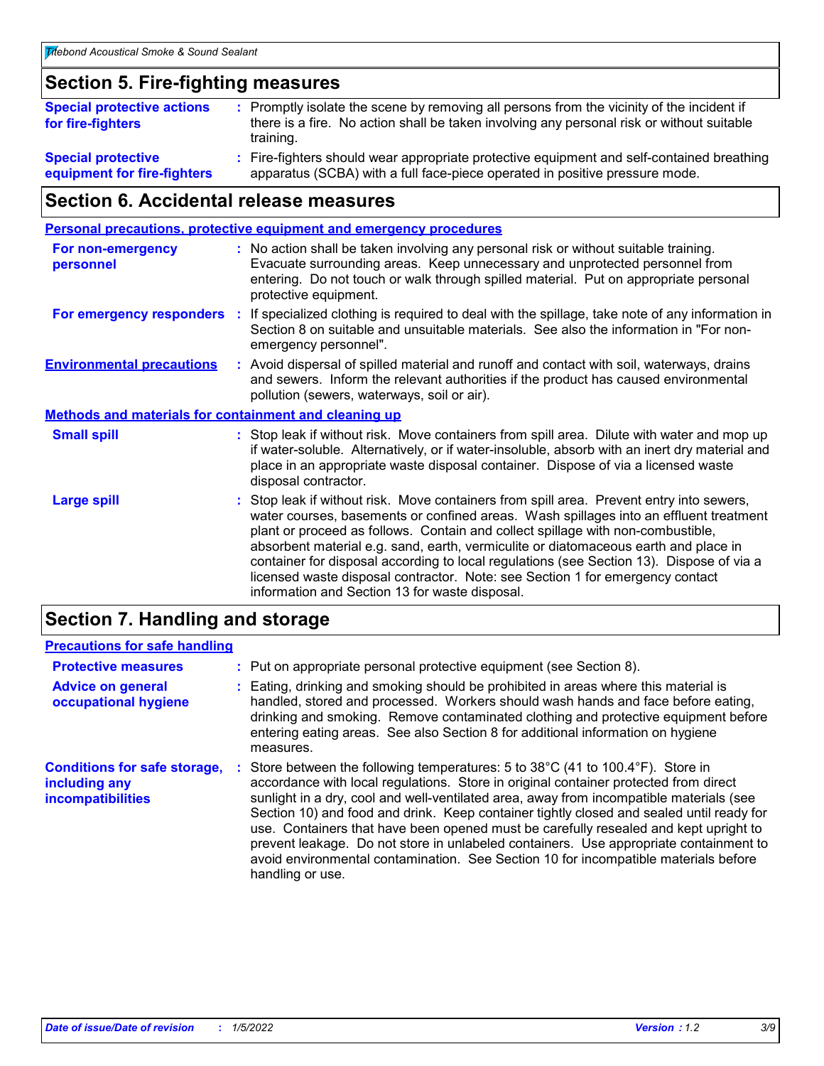## Section 5. Fire-fighting measures

**Special protective actions for fire-fighters** : Promptly isolate the scene by removing all persons from the vicinity of the incident if there is a fire. No action shall be taken involving any personal risk or without suitable training.

**Special protective equipment for fire-fighters** : Fire-fighters should wear appropriate protective equipment and self-contained breathing apparatus (SCBA) with a full face-piece operated in positive pressure mode.

## Section 6. Accidental release measures

### Personal precautions, protective equipment and emergency procedures

**For non-emergency personnel** : No action shall be taken involving any personal risk or without suitable training. Evacuate surrounding areas. Keep unnecessary and unprotected personnel from entering. Do not touch or walk through spilled material. Put on appropriate personal protective equipment.

**For emergency responders** : If specialized clothing is required to deal with the spillage, take note of any information in Section 8 on suitable and unsuitable materials. See also the information in "For non-emergency personnel".

**Environmental precautions** : Avoid dispersal of spilled material and runoff and contact with soil, waterways, drains and sewers. Inform the relevant authorities if the product has caused environmental pollution (sewers, waterways, soil or air).

### Methods and materials for containment and cleaning up

**Small spill** : Stop leak if without risk. Move containers from spill area. Dilute with water and mop up if water-soluble. Alternatively, or if water-insoluble, absorb with an inert dry material and place in an appropriate waste disposal container. Dispose of via a licensed waste disposal contractor.

**Large spill** : Stop leak if without risk. Move containers from spill area. Prevent entry into sewers, water courses, basements or confined areas. Wash spillages into an effluent treatment plant or proceed as follows. Contain and collect spillage with non-combustible, absorbent material e.g. sand, earth, vermiculite or diatomaceous earth and place in container for disposal according to local regulations (see Section 13). Dispose of via a licensed waste disposal contractor. Note: see Section 1 for emergency contact information and Section 13 for waste disposal.

## Section 7. Handling and storage

### Precautions for safe handling

**Protective measures** : Put on appropriate personal protective equipment (see Section 8).

**Advice on general occupational hygiene** : Eating, drinking and smoking should be prohibited in areas where this material is handled, stored and processed. Workers should wash hands and face before eating, drinking and smoking. Remove contaminated clothing and protective equipment before entering eating areas. See also Section 8 for additional information on hygiene measures.

**Conditions for safe storage, including any incompatibilities** : Store between the following temperatures: 5 to 38°C (41 to 100.4°F). Store in accordance with local regulations. Store in original container protected from direct sunlight in a dry, cool and well-ventilated area, away from incompatible materials (see Section 10) and food and drink. Keep container tightly closed and sealed until ready for use. Containers that have been opened must be carefully resealed and kept upright to prevent leakage. Do not store in unlabeled containers. Use appropriate containment to avoid environmental contamination. See Section 10 for incompatible materials before handling or use.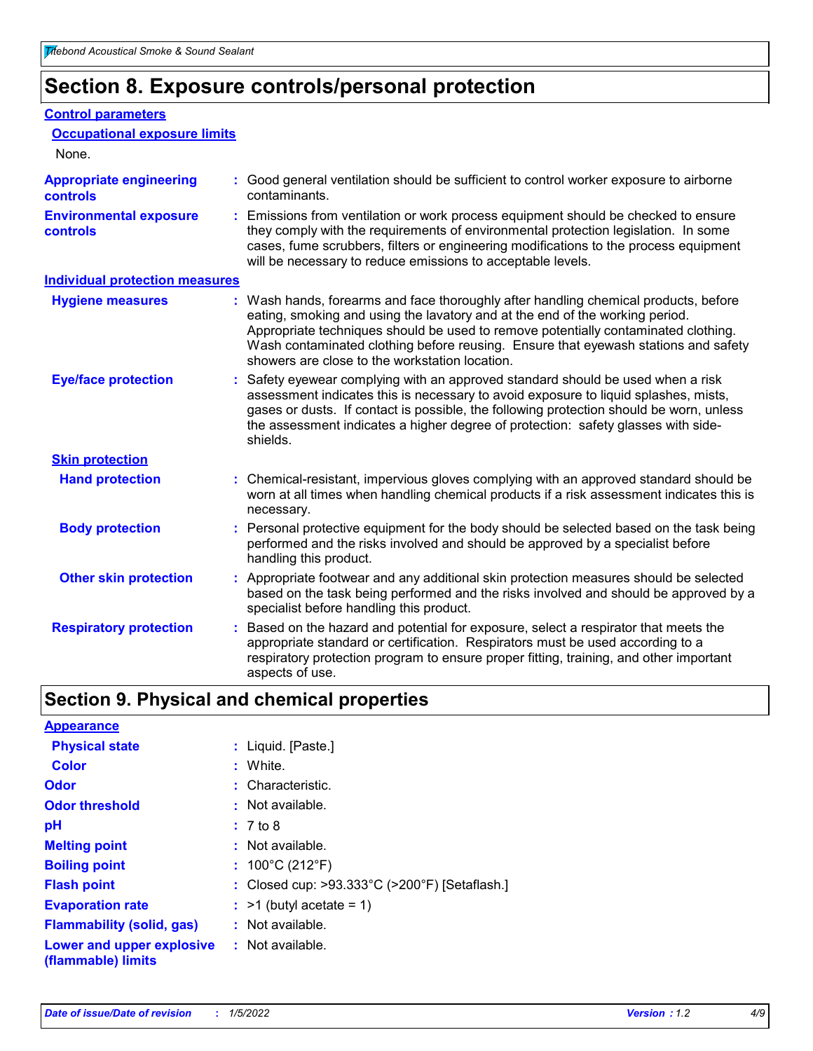# Section 8. Exposure controls/personal protection

## Control parameters

### Occupational exposure limits

None.

**Appropriate engineering controls** : Good general ventilation should be sufficient to control worker exposure to airborne contaminants.

**Environmental exposure controls** : Emissions from ventilation or work process equipment should be checked to ensure they comply with the requirements of environmental protection legislation. In some cases, fume scrubbers, filters or engineering modifications to the process equipment will be necessary to reduce emissions to acceptable levels.

## Individual protection measures

**Hygiene measures** : Wash hands, forearms and face thoroughly after handling chemical products, before eating, smoking and using the lavatory and at the end of the working period. Appropriate techniques should be used to remove potentially contaminated clothing. Wash contaminated clothing before reusing. Ensure that eyewash stations and safety showers are close to the workstation location.

**Eye/face protection** : Safety eyewear complying with an approved standard should be used when a risk assessment indicates this is necessary to avoid exposure to liquid splashes, mists, gases or dusts. If contact is possible, the following protection should be worn, unless the assessment indicates a higher degree of protection: safety glasses with side-shields.

### Skin protection

**Hand protection** : Chemical-resistant, impervious gloves complying with an approved standard should be worn at all times when handling chemical products if a risk assessment indicates this is necessary.

**Body protection** : Personal protective equipment for the body should be selected based on the task being performed and the risks involved and should be approved by a specialist before handling this product.

**Other skin protection** : Appropriate footwear and any additional skin protection measures should be selected based on the task being performed and the risks involved and should be approved by a specialist before handling this product.

**Respiratory protection** : Based on the hazard and potential for exposure, select a respirator that meets the appropriate standard or certification. Respirators must be used according to a respiratory protection program to ensure proper fitting, training, and other important aspects of use.

# Section 9. Physical and chemical properties

## Appearance

**Physical state** : Liquid. [Paste.]

**Color** : White.

**Odor** : Characteristic.

**Odor threshold** : Not available.

**pH** : 7 to 8

**Melting point** : Not available.

**Boiling point** : 100°C (212°F)

**Flash point** : Closed cup: >93.333°C (>200°F) [Setaflash.]

**Evaporation rate** : >1 (butyl acetate = 1)

**Flammability (solid, gas)** : Not available.

**Lower and upper explosive (flammable) limits** : Not available.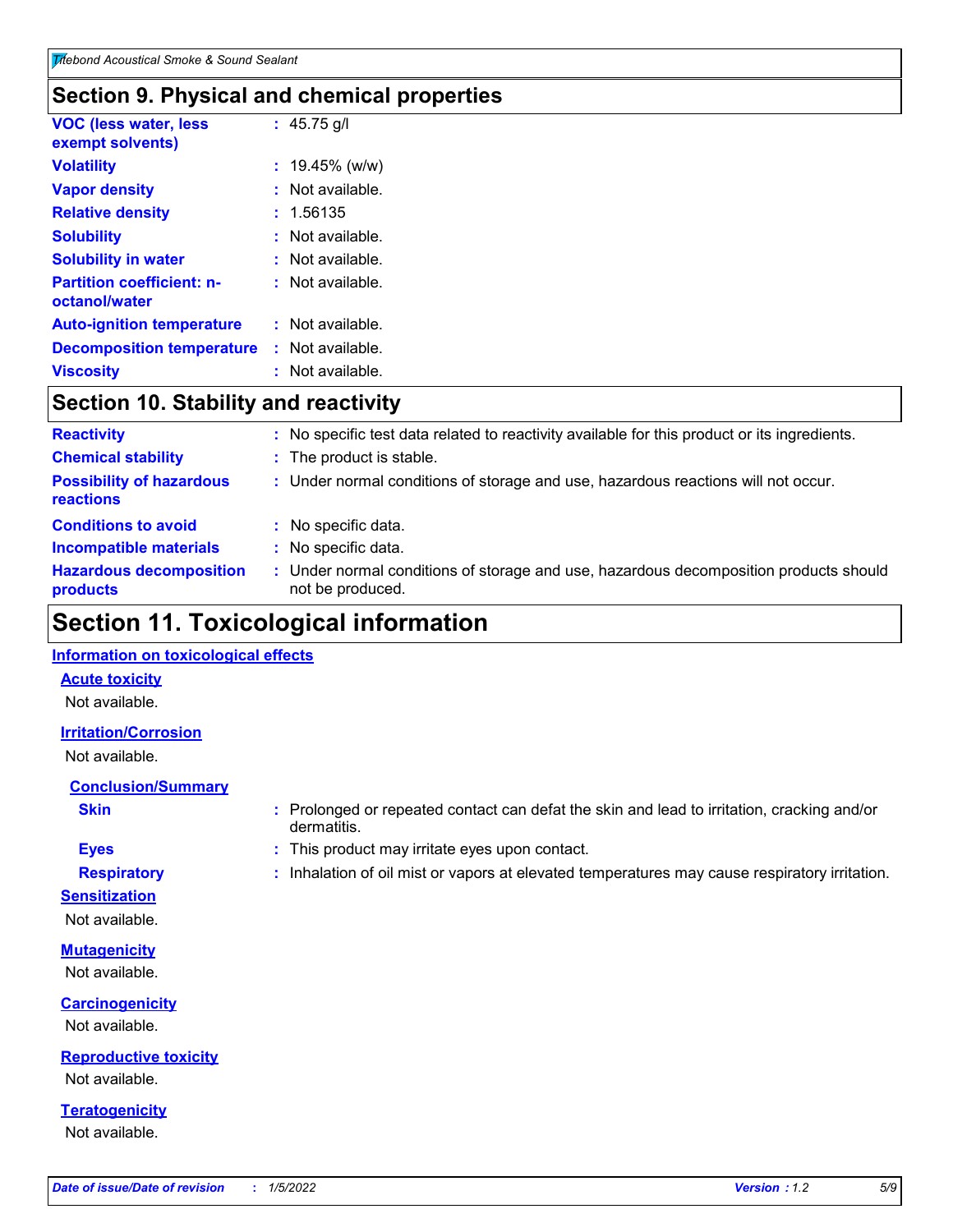## Section 9. Physical and chemical properties

| | |
|---|---|
| **VOC (less water, less exempt solvents)** | : 45.75 g/l |
| **Volatility** | : 19.45% (w/w) |
| **Vapor density** | : Not available. |
| **Relative density** | : 1.56135 |
| **Solubility** | : Not available. |
| **Solubility in water** | : Not available. |
| **Partition coefficient: n-octanol/water** | : Not available. |
| **Auto-ignition temperature** | : Not available. |
| **Decomposition temperature** | : Not available. |
| **Viscosity** | : Not available. |

## Section 10. Stability and reactivity

| | |
|---|---|
| **Reactivity** | : No specific test data related to reactivity available for this product or its ingredients. |
| **Chemical stability** | : The product is stable. |
| **Possibility of hazardous reactions** | : Under normal conditions of storage and use, hazardous reactions will not occur. |
| **Conditions to avoid** | : No specific data. |
| **Incompatible materials** | : No specific data. |
| **Hazardous decomposition products** | : Under normal conditions of storage and use, hazardous decomposition products should not be produced. |

## Section 11. Toxicological information

**Information on toxicological effects**

**Acute toxicity**

Not available.

**Irritation/Corrosion**

Not available.

**Conclusion/Summary**

| | |
|---|---|
| **Skin** | : Prolonged or repeated contact can defat the skin and lead to irritation, cracking and/or dermatitis. |
| **Eyes** | : This product may irritate eyes upon contact. |
| **Respiratory** | : Inhalation of oil mist or vapors at elevated temperatures may cause respiratory irritation. |

**Sensitization**

Not available.

**Mutagenicity**

Not available.

**Carcinogenicity**

Not available.

**Reproductive toxicity**

Not available.

**Teratogenicity**

Not available.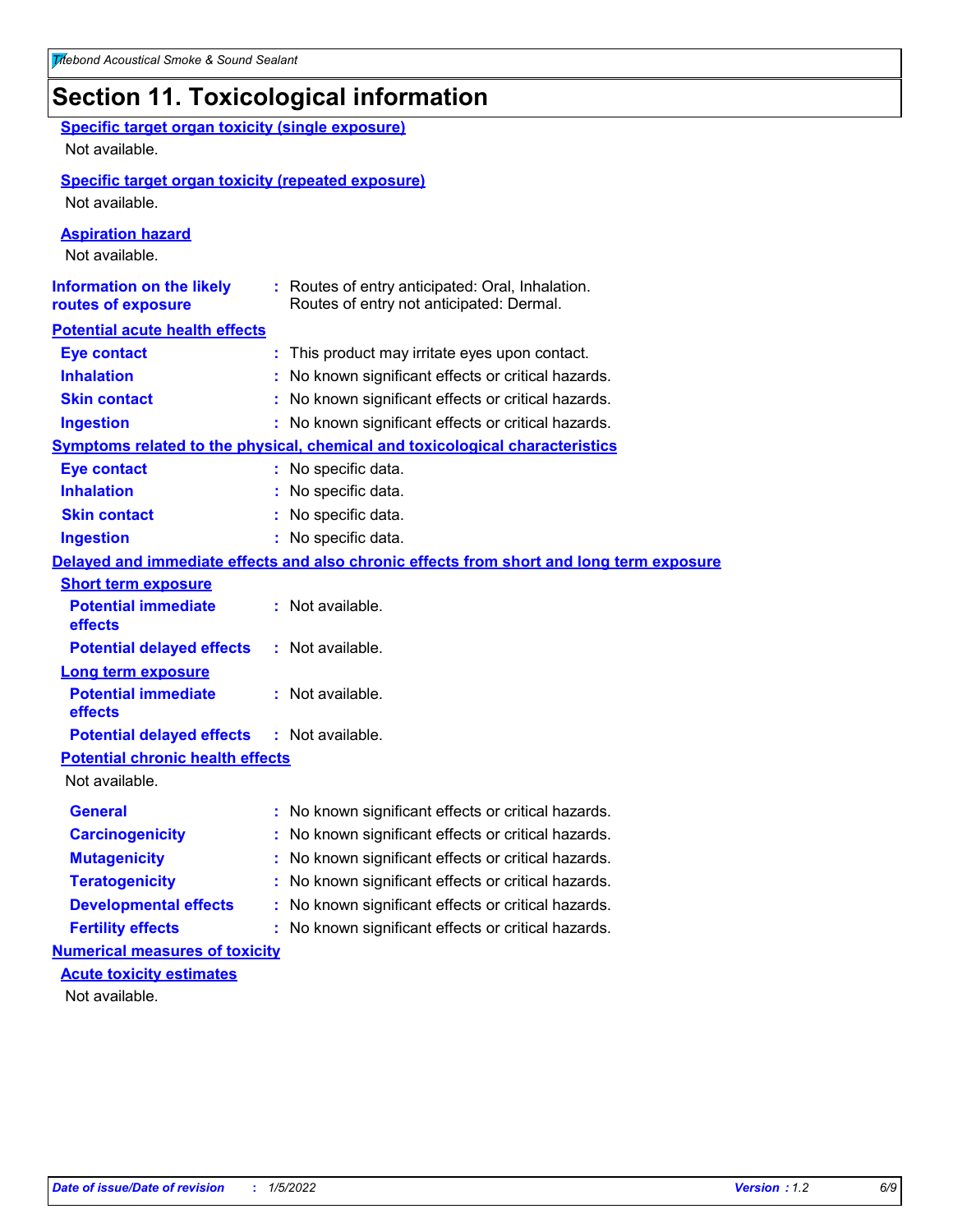# Section 11. Toxicological information

**Specific target organ toxicity (single exposure)**

Not available.

**Specific target organ toxicity (repeated exposure)**

Not available.

**Aspiration hazard**

Not available.

**Information on the likely routes of exposure** : Routes of entry anticipated: Oral, Inhalation. Routes of entry not anticipated: Dermal.

**Potential acute health effects**

| | |
|---|---|
| **Eye contact** | : This product may irritate eyes upon contact. |
| **Inhalation** | : No known significant effects or critical hazards. |
| **Skin contact** | : No known significant effects or critical hazards. |
| **Ingestion** | : No known significant effects or critical hazards. |

**Symptoms related to the physical, chemical and toxicological characteristics**

| | |
|---|---|
| **Eye contact** | : No specific data. |
| **Inhalation** | : No specific data. |
| **Skin contact** | : No specific data. |
| **Ingestion** | : No specific data. |

**Delayed and immediate effects and also chronic effects from short and long term exposure**

**Short term exposure**

| | |
|---|---|
| **Potential immediate effects** | : Not available. |
| **Potential delayed effects** | : Not available. |

**Long term exposure**

| | |
|---|---|
| **Potential immediate effects** | : Not available. |
| **Potential delayed effects** | : Not available. |

**Potential chronic health effects**

Not available.

| | |
|---|---|
| **General** | : No known significant effects or critical hazards. |
| **Carcinogenicity** | : No known significant effects or critical hazards. |
| **Mutagenicity** | : No known significant effects or critical hazards. |
| **Teratogenicity** | : No known significant effects or critical hazards. |
| **Developmental effects** | : No known significant effects or critical hazards. |
| **Fertility effects** | : No known significant effects or critical hazards. |

**Numerical measures of toxicity**

**Acute toxicity estimates**

Not available.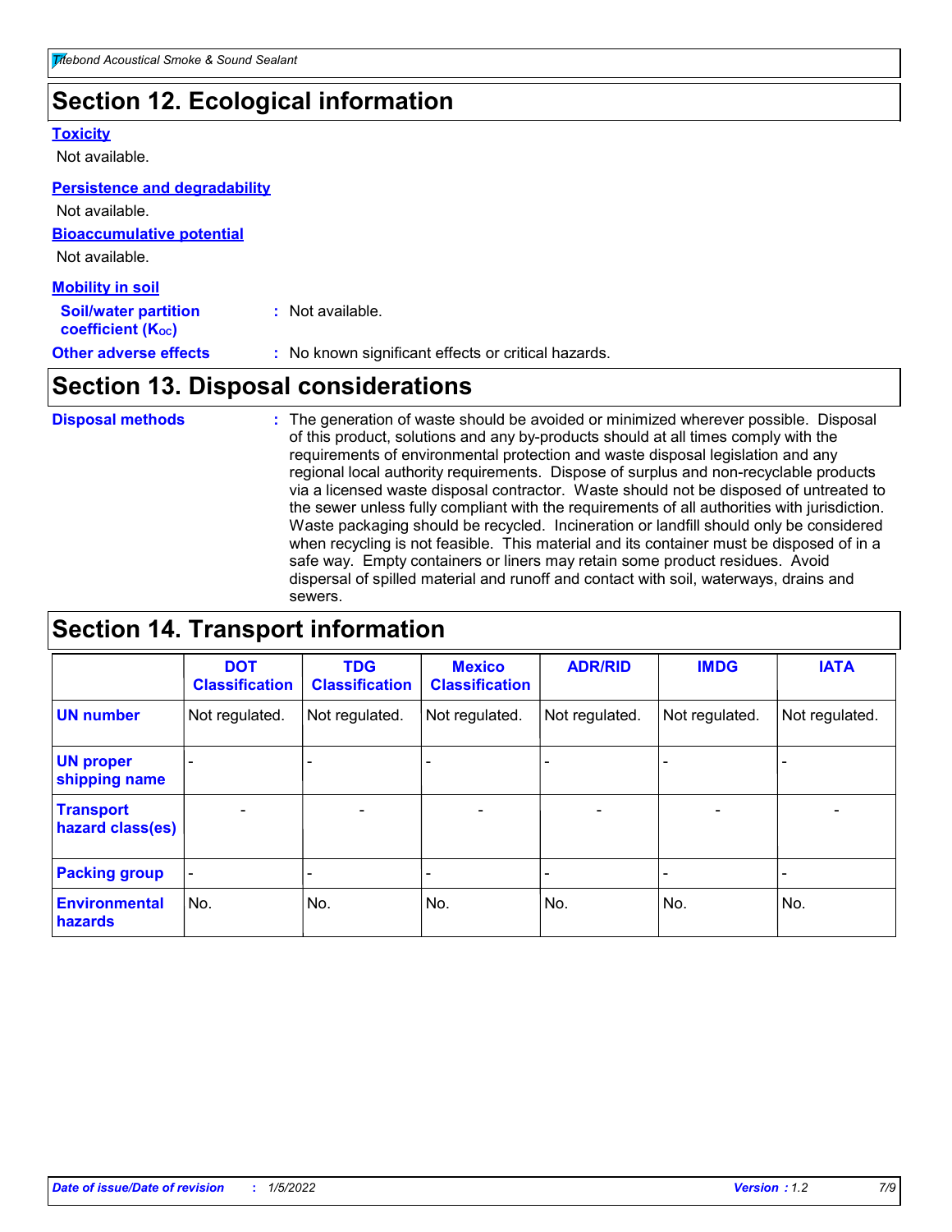# Section 12. Ecological information

**Toxicity**

Not available.

**Persistence and degradability**

Not available.

**Bioaccumulative potential**

Not available.

**Mobility in soil**

**Soil/water partition coefficient ($K_{OC}$)** : Not available.

**Other adverse effects** : No known significant effects or critical hazards.

# Section 13. Disposal considerations

**Disposal methods** : The generation of waste should be avoided or minimized wherever possible. Disposal of this product, solutions and any by-products should at all times comply with the requirements of environmental protection and waste disposal legislation and any regional local authority requirements. Dispose of surplus and non-recyclable products via a licensed waste disposal contractor. Waste should not be disposed of untreated to the sewer unless fully compliant with the requirements of all authorities with jurisdiction. Waste packaging should be recycled. Incineration or landfill should only be considered when recycling is not feasible. This material and its container must be disposed of in a safe way. Empty containers or liners may retain some product residues. Avoid dispersal of spilled material and runoff and contact with soil, waterways, drains and sewers.

# Section 14. Transport information

| | DOT Classification | TDG Classification | Mexico Classification | ADR/RID | IMDG | IATA |
|---|---|---|---|---|---|---|
| **UN number** | Not regulated. | Not regulated. | Not regulated. | Not regulated. | Not regulated. | Not regulated. |
| **UN proper shipping name** | - | - | - | - | - | - |
| **Transport hazard class(es)** | - | - | - | - | - | - |
| **Packing group** | - | - | - | - | - | - |
| **Environmental hazards** | No. | No. | No. | No. | No. | No. |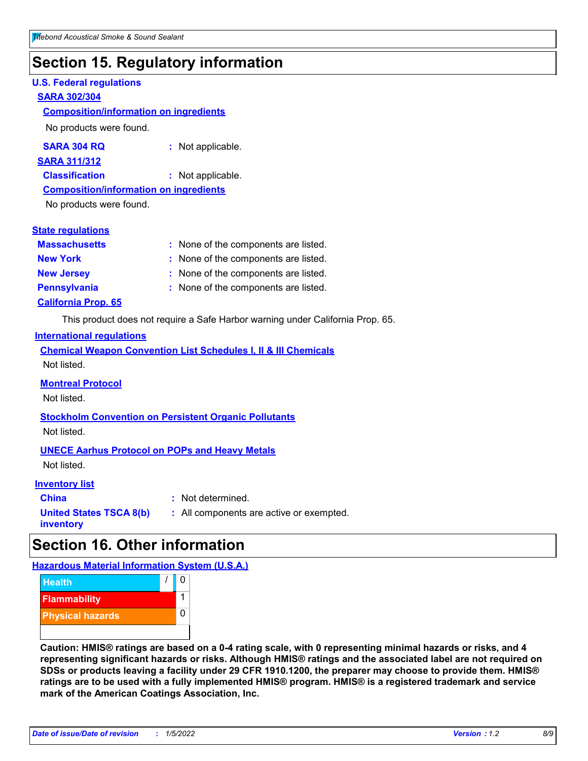# Section 15. Regulatory information

**U.S. Federal regulations**

**SARA 302/304**

**Composition/information on ingredients**

No products were found.

**SARA 304 RQ** : Not applicable.

**SARA 311/312**

**Classification** : Not applicable.

**Composition/information on ingredients**

No products were found.

**State regulations**

**Massachusetts** : None of the components are listed.

**New York** : None of the components are listed.

**New Jersey** : None of the components are listed.

**Pennsylvania** : None of the components are listed.

**California Prop. 65**

This product does not require a Safe Harbor warning under California Prop. 65.

**International regulations**

**Chemical Weapon Convention List Schedules I, II & III Chemicals**

Not listed.

**Montreal Protocol**

Not listed.

**Stockholm Convention on Persistent Organic Pollutants**

Not listed.

**UNECE Aarhus Protocol on POPs and Heavy Metals**

Not listed.

**Inventory list**

**China** : Not determined.

**United States TSCA 8(b) inventory** : All components are active or exempted.

# Section 16. Other information

**Hazardous Material Information System (U.S.A.)**

| Hazard | Rating |
| --- | --- |
| Health | / 0 |
| Flammability | 1 |
| Physical hazards | 0 |

**Caution: HMIS® ratings are based on a 0-4 rating scale, with 0 representing minimal hazards or risks, and 4 representing significant hazards or risks. Although HMIS® ratings and the associated label are not required on SDSs or products leaving a facility under 29 CFR 1910.1200, the preparer may choose to provide them. HMIS® ratings are to be used with a fully implemented HMIS® program. HMIS® is a registered trademark and service mark of the American Coatings Association, Inc.**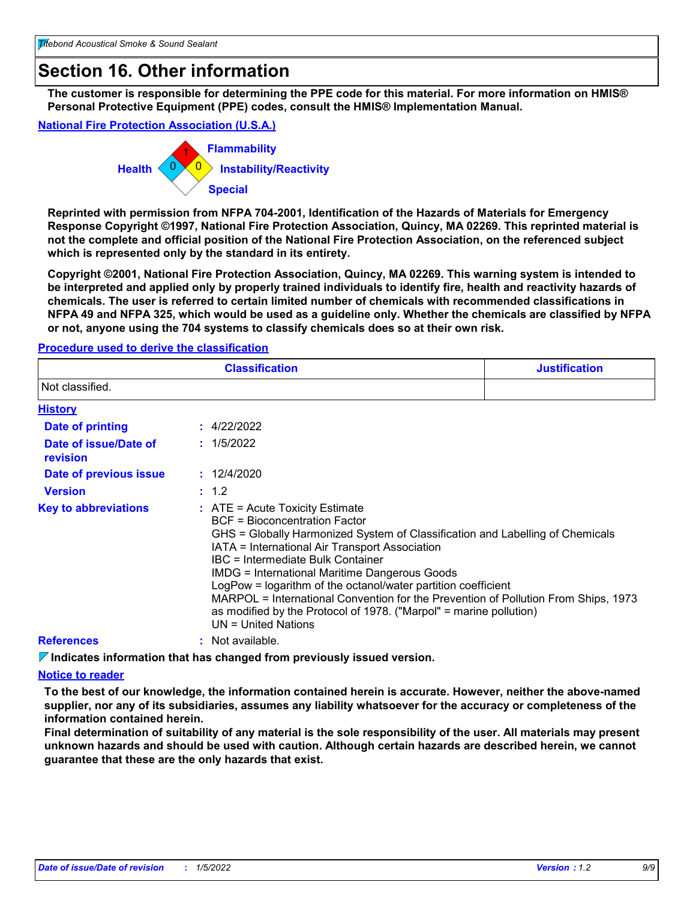# Section 16. Other information

**The customer is responsible for determining the PPE code for this material. For more information on HMIS® Personal Protective Equipment (PPE) codes, consult the HMIS® Implementation Manual.**

**National Fire Protection Association (U.S.A.)**

Flammability 1

Health 0

Instability/Reactivity 0

Special

**Reprinted with permission from NFPA 704-2001, Identification of the Hazards of Materials for Emergency Response Copyright ©1997, National Fire Protection Association, Quincy, MA 02269. This reprinted material is not the complete and official position of the National Fire Protection Association, on the referenced subject which is represented only by the standard in its entirety.**

**Copyright ©2001, National Fire Protection Association, Quincy, MA 02269. This warning system is intended to be interpreted and applied only by properly trained individuals to identify fire, health and reactivity hazards of chemicals. The user is referred to certain limited number of chemicals with recommended classifications in NFPA 49 and NFPA 325, which would be used as a guideline only. Whether the chemicals are classified by NFPA or not, anyone using the 704 systems to classify chemicals does so at their own risk.**

**Procedure used to derive the classification**

| Classification | Justification |
|---|---|
| Not classified. | |

**History**

**Date of printing** : 4/22/2022

**Date of issue/Date of revision** : 1/5/2022

**Date of previous issue** : 12/4/2020

**Version** : 1.2

**Key to abbreviations** : ATE = Acute Toxicity Estimate
BCF = Bioconcentration Factor
GHS = Globally Harmonized System of Classification and Labelling of Chemicals
IATA = International Air Transport Association
IBC = Intermediate Bulk Container
IMDG = International Maritime Dangerous Goods
LogPow = logarithm of the octanol/water partition coefficient
MARPOL = International Convention for the Prevention of Pollution From Ships, 1973 as modified by the Protocol of 1978. ("Marpol" = marine pollution)
UN = United Nations

**References** : Not available.

**Indicates information that has changed from previously issued version.**

**Notice to reader**

**To the best of our knowledge, the information contained herein is accurate. However, neither the above-named supplier, nor any of its subsidiaries, assumes any liability whatsoever for the accuracy or completeness of the information contained herein.**

**Final determination of suitability of any material is the sole responsibility of the user. All materials may present unknown hazards and should be used with caution. Although certain hazards are described herein, we cannot guarantee that these are the only hazards that exist.**